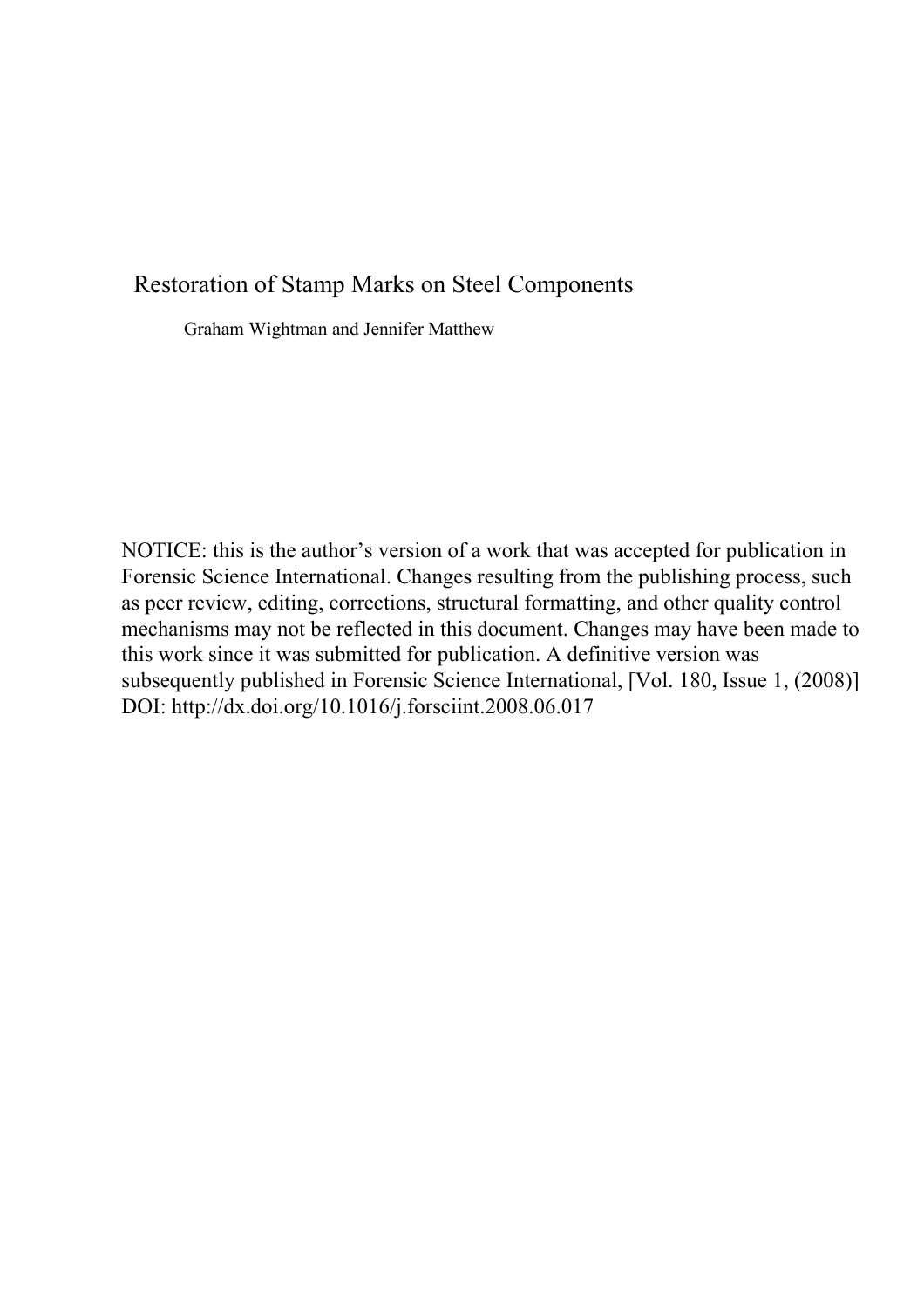# Restoration of Stamp Marks on Steel Components

Graham Wightman and Jennifer Matthew

NOTICE: this is the author's version of a work that was accepted for publication in Forensic Science International. Changes resulting from the publishing process, such as peer review, editing, corrections, structural formatting, and other quality control mechanisms may not be reflected in this document. Changes may have been made to this work since it was submitted for publication. A definitive version was subsequently published in Forensic Science International, [Vol. 180, Issue 1, (2008)] DOI: http://dx.doi.org/10.1016/j.forsciint.2008.06.017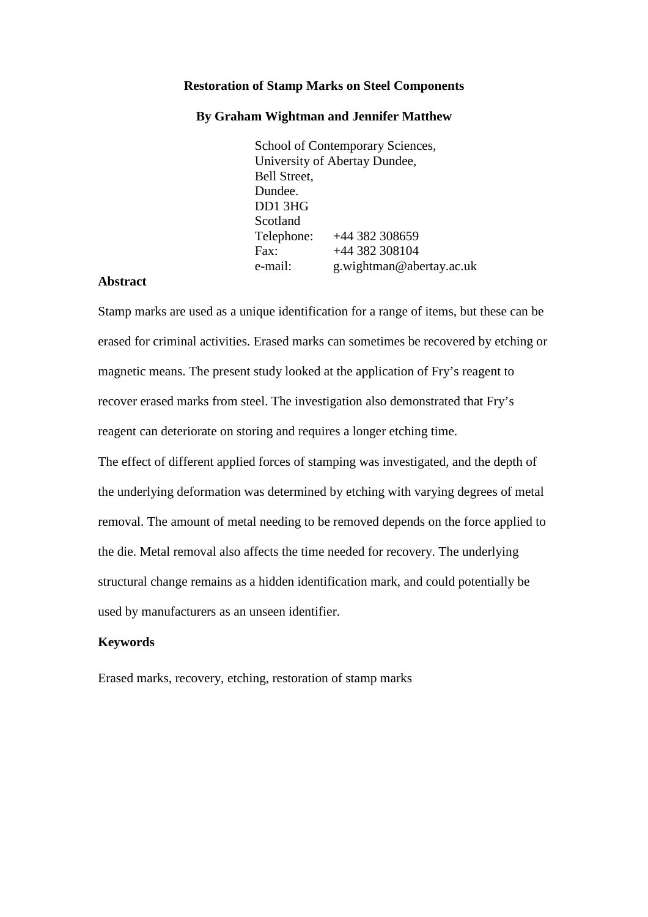**Restoration of Stamp Marks on Steel Components**

**By Graham Wightman and Jennifer Matthew**

School of Contemporary Sciences,
University of Abertay Dundee,
Bell Street,
Dundee.
DD1 3HG
Scotland

| | |
|---|---|
| Telephone: | +44 382 308659 |
| Fax: | +44 382 308104 |
| e-mail: | g.wightman@abertay.ac.uk |

**Abstract**

Stamp marks are used as a unique identification for a range of items, but these can be erased for criminal activities. Erased marks can sometimes be recovered by etching or magnetic means. The present study looked at the application of Fry's reagent to recover erased marks from steel. The investigation also demonstrated that Fry's reagent can deteriorate on storing and requires a longer etching time.

The effect of different applied forces of stamping was investigated, and the depth of the underlying deformation was determined by etching with varying degrees of metal removal. The amount of metal needing to be removed depends on the force applied to the die. Metal removal also affects the time needed for recovery. The underlying structural change remains as a hidden identification mark, and could potentially be used by manufacturers as an unseen identifier.

**Keywords**

Erased marks, recovery, etching, restoration of stamp marks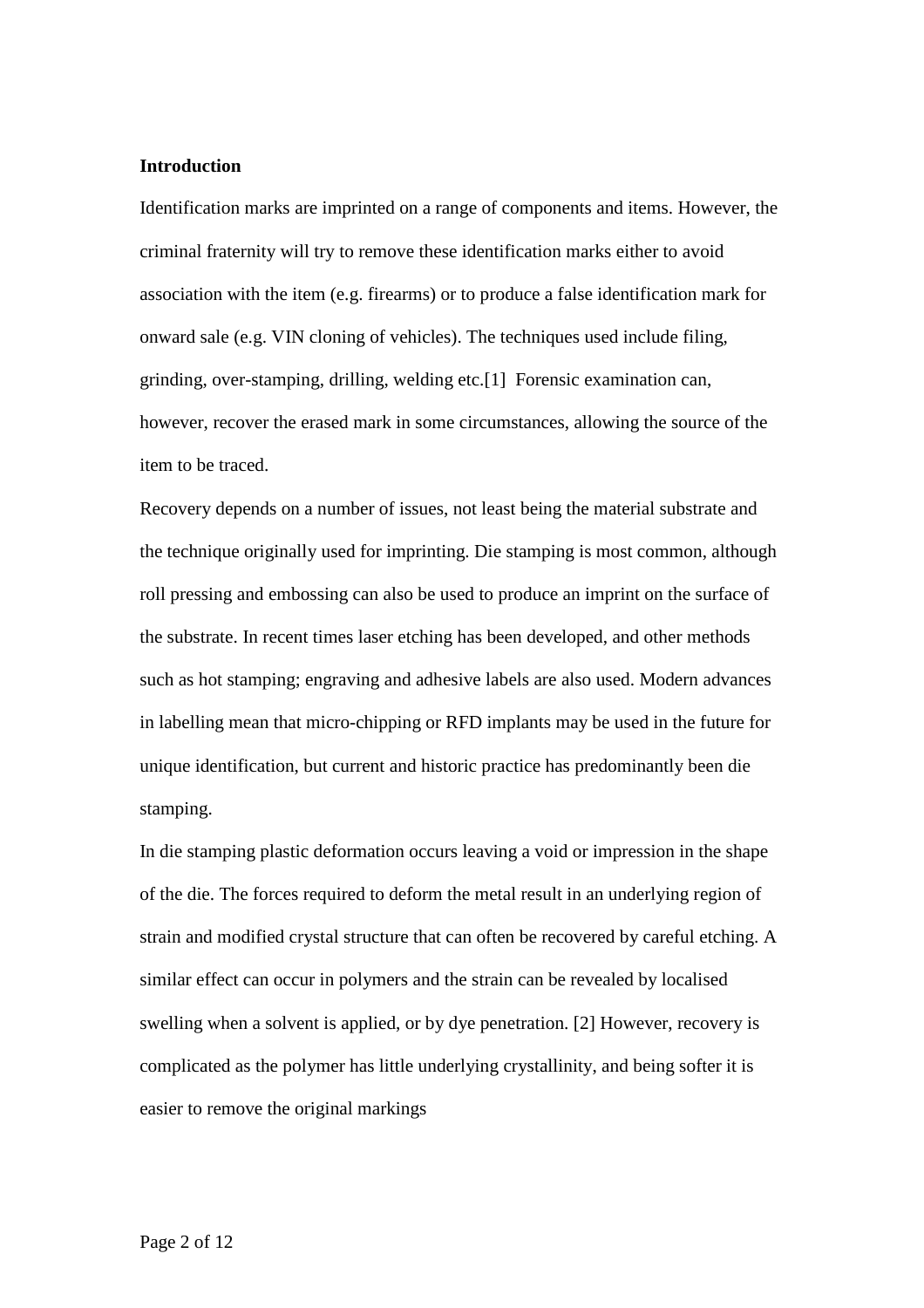## Introduction

Identification marks are imprinted on a range of components and items. However, the criminal fraternity will try to remove these identification marks either to avoid association with the item (e.g. firearms) or to produce a false identification mark for onward sale (e.g. VIN cloning of vehicles). The techniques used include filing, grinding, over-stamping, drilling, welding etc.[1] Forensic examination can, however, recover the erased mark in some circumstances, allowing the source of the item to be traced.

Recovery depends on a number of issues, not least being the material substrate and the technique originally used for imprinting. Die stamping is most common, although roll pressing and embossing can also be used to produce an imprint on the surface of the substrate. In recent times laser etching has been developed, and other methods such as hot stamping; engraving and adhesive labels are also used. Modern advances in labelling mean that micro-chipping or RFD implants may be used in the future for unique identification, but current and historic practice has predominantly been die stamping.

In die stamping plastic deformation occurs leaving a void or impression in the shape of the die. The forces required to deform the metal result in an underlying region of strain and modified crystal structure that can often be recovered by careful etching. A similar effect can occur in polymers and the strain can be revealed by localised swelling when a solvent is applied, or by dye penetration. [2] However, recovery is complicated as the polymer has little underlying crystallinity, and being softer it is easier to remove the original markings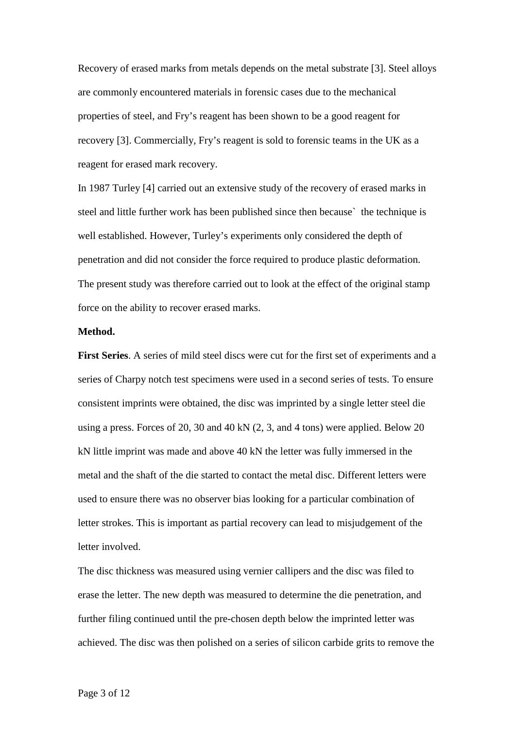Recovery of erased marks from metals depends on the metal substrate [3]. Steel alloys are commonly encountered materials in forensic cases due to the mechanical properties of steel, and Fry's reagent has been shown to be a good reagent for recovery [3]. Commercially, Fry's reagent is sold to forensic teams in the UK as a reagent for erased mark recovery.

In 1987 Turley [4] carried out an extensive study of the recovery of erased marks in steel and little further work has been published since then because` the technique is well established. However, Turley's experiments only considered the depth of penetration and did not consider the force required to produce plastic deformation. The present study was therefore carried out to look at the effect of the original stamp force on the ability to recover erased marks.

**Method.**

**First Series**. A series of mild steel discs were cut for the first set of experiments and a series of Charpy notch test specimens were used in a second series of tests. To ensure consistent imprints were obtained, the disc was imprinted by a single letter steel die using a press. Forces of 20, 30 and 40 kN (2, 3, and 4 tons) were applied. Below 20 kN little imprint was made and above 40 kN the letter was fully immersed in the metal and the shaft of the die started to contact the metal disc. Different letters were used to ensure there was no observer bias looking for a particular combination of letter strokes. This is important as partial recovery can lead to misjudgement of the letter involved.

The disc thickness was measured using vernier callipers and the disc was filed to erase the letter. The new depth was measured to determine the die penetration, and further filing continued until the pre-chosen depth below the imprinted letter was achieved. The disc was then polished on a series of silicon carbide grits to remove the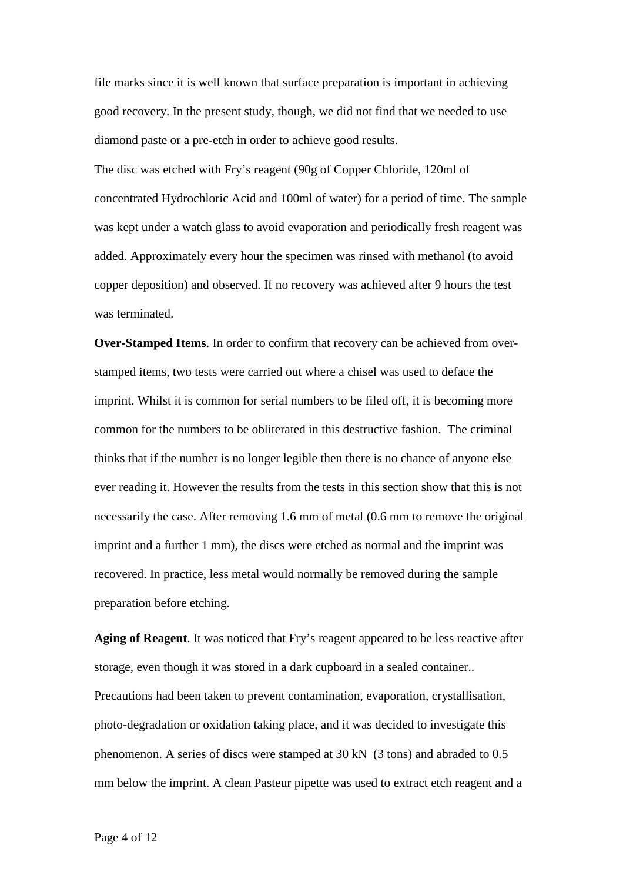file marks since it is well known that surface preparation is important in achieving good recovery. In the present study, though, we did not find that we needed to use diamond paste or a pre-etch in order to achieve good results.

The disc was etched with Fry's reagent (90g of Copper Chloride, 120ml of concentrated Hydrochloric Acid and 100ml of water) for a period of time. The sample was kept under a watch glass to avoid evaporation and periodically fresh reagent was added. Approximately every hour the specimen was rinsed with methanol (to avoid copper deposition) and observed. If no recovery was achieved after 9 hours the test was terminated.

**Over-Stamped Items**. In order to confirm that recovery can be achieved from over-stamped items, two tests were carried out where a chisel was used to deface the imprint. Whilst it is common for serial numbers to be filed off, it is becoming more common for the numbers to be obliterated in this destructive fashion. The criminal thinks that if the number is no longer legible then there is no chance of anyone else ever reading it. However the results from the tests in this section show that this is not necessarily the case. After removing 1.6 mm of metal (0.6 mm to remove the original imprint and a further 1 mm), the discs were etched as normal and the imprint was recovered. In practice, less metal would normally be removed during the sample preparation before etching.

**Aging of Reagent**. It was noticed that Fry's reagent appeared to be less reactive after storage, even though it was stored in a dark cupboard in a sealed container.. Precautions had been taken to prevent contamination, evaporation, crystallisation, photo-degradation or oxidation taking place, and it was decided to investigate this phenomenon. A series of discs were stamped at 30 kN (3 tons) and abraded to 0.5 mm below the imprint. A clean Pasteur pipette was used to extract etch reagent and a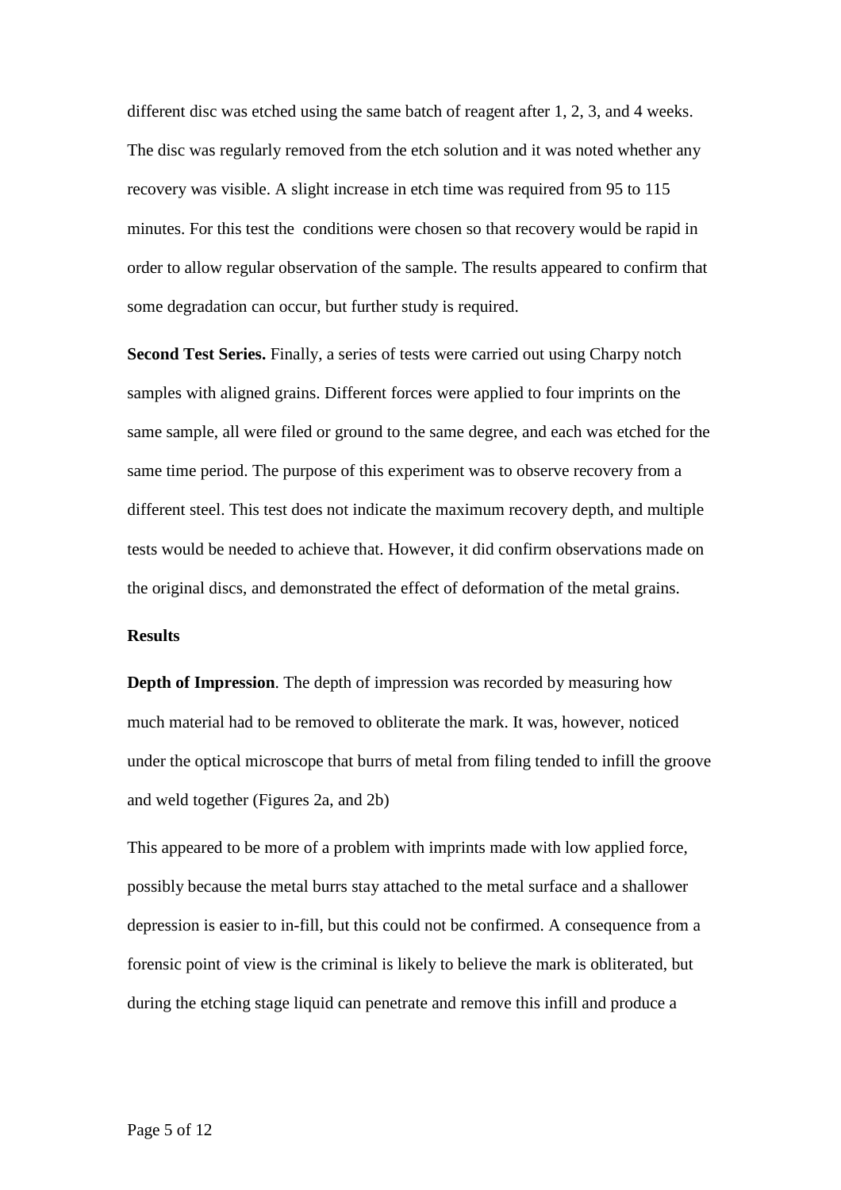different disc was etched using the same batch of reagent after 1, 2, 3, and 4 weeks. The disc was regularly removed from the etch solution and it was noted whether any recovery was visible. A slight increase in etch time was required from 95 to 115 minutes. For this test the conditions were chosen so that recovery would be rapid in order to allow regular observation of the sample. The results appeared to confirm that some degradation can occur, but further study is required.

**Second Test Series.** Finally, a series of tests were carried out using Charpy notch samples with aligned grains. Different forces were applied to four imprints on the same sample, all were filed or ground to the same degree, and each was etched for the same time period. The purpose of this experiment was to observe recovery from a different steel. This test does not indicate the maximum recovery depth, and multiple tests would be needed to achieve that. However, it did confirm observations made on the original discs, and demonstrated the effect of deformation of the metal grains.

**Results**

**Depth of Impression**. The depth of impression was recorded by measuring how much material had to be removed to obliterate the mark. It was, however, noticed under the optical microscope that burrs of metal from filing tended to infill the groove and weld together (Figures 2a, and 2b)

This appeared to be more of a problem with imprints made with low applied force, possibly because the metal burrs stay attached to the metal surface and a shallower depression is easier to in-fill, but this could not be confirmed. A consequence from a forensic point of view is the criminal is likely to believe the mark is obliterated, but during the etching stage liquid can penetrate and remove this infill and produce a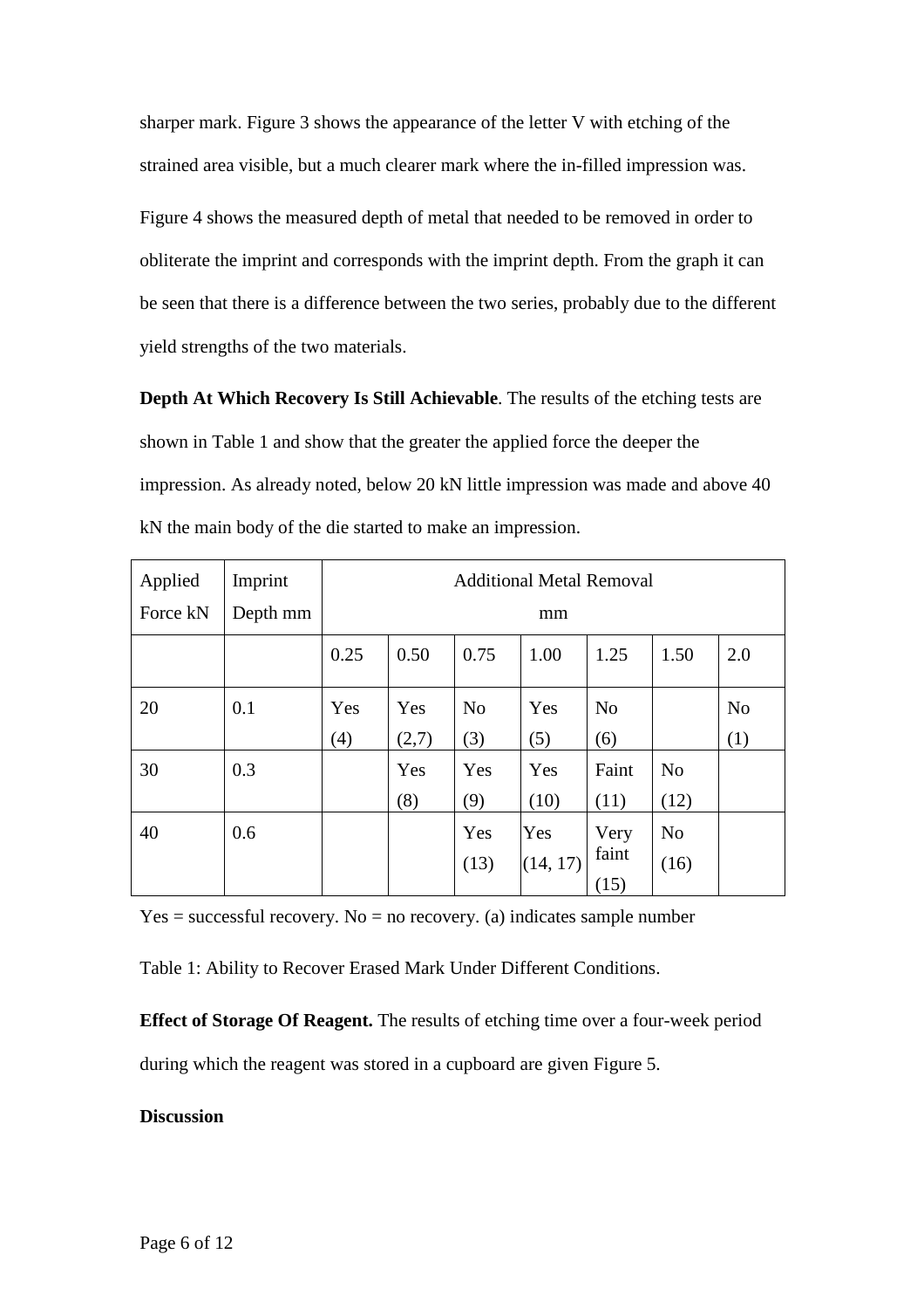sharper mark. Figure 3 shows the appearance of the letter V with etching of the strained area visible, but a much clearer mark where the in-filled impression was.

Figure 4 shows the measured depth of metal that needed to be removed in order to obliterate the imprint and corresponds with the imprint depth. From the graph it can be seen that there is a difference between the two series, probably due to the different yield strengths of the two materials.

**Depth At Which Recovery Is Still Achievable**. The results of the etching tests are shown in Table 1 and show that the greater the applied force the deeper the impression. As already noted, below 20 kN little impression was made and above 40 kN the main body of the die started to make an impression.

| Applied Force kN | Imprint Depth mm | Additional Metal Removal mm | | | | | | |
|---|---|---|---|---|---|---|---|---|
| | | 0.25 | 0.50 | 0.75 | 1.00 | 1.25 | 1.50 | 2.0 |
| 20 | 0.1 | Yes (4) | Yes (2,7) | No (3) | Yes (5) | No (6) | | No (1) |
| 30 | 0.3 | | Yes (8) | Yes (9) | Yes (10) | Faint (11) | No (12) | |
| 40 | 0.6 | | | Yes (13) | Yes (14, 17) | Very faint (15) | No (16) | |

Yes = successful recovery. No = no recovery. (a) indicates sample number

Table 1: Ability to Recover Erased Mark Under Different Conditions.

**Effect of Storage Of Reagent.** The results of etching time over a four-week period during which the reagent was stored in a cupboard are given Figure 5.

**Discussion**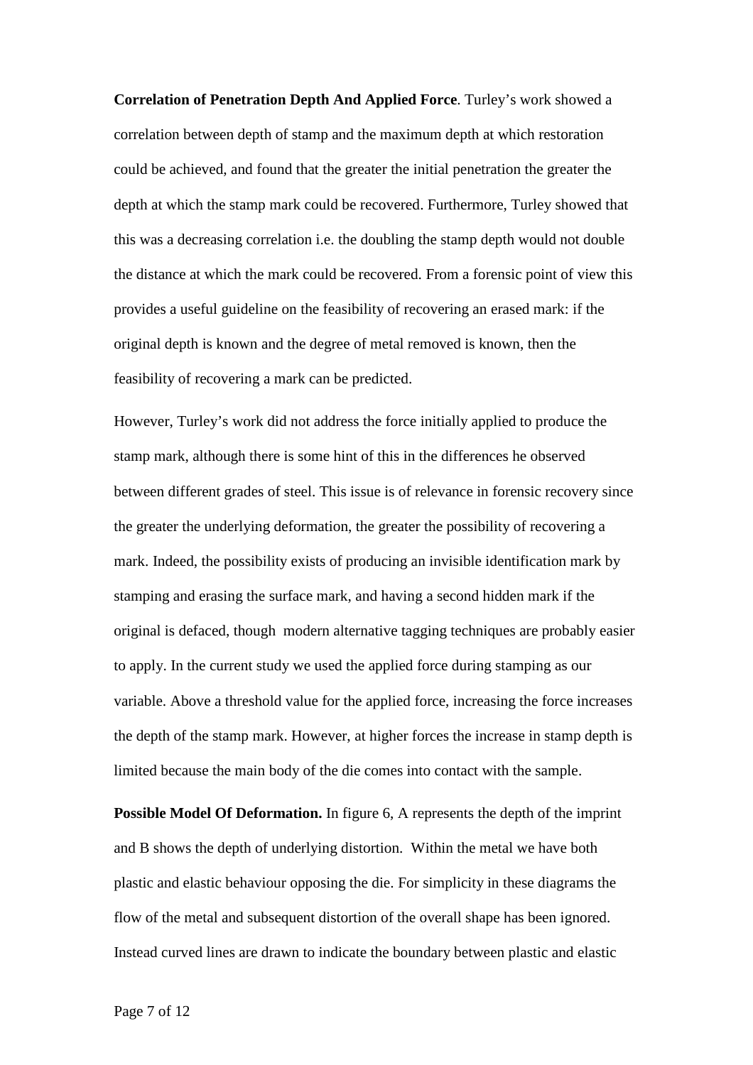**Correlation of Penetration Depth And Applied Force**. Turley's work showed a correlation between depth of stamp and the maximum depth at which restoration could be achieved, and found that the greater the initial penetration the greater the depth at which the stamp mark could be recovered. Furthermore, Turley showed that this was a decreasing correlation i.e. the doubling the stamp depth would not double the distance at which the mark could be recovered. From a forensic point of view this provides a useful guideline on the feasibility of recovering an erased mark: if the original depth is known and the degree of metal removed is known, then the feasibility of recovering a mark can be predicted.

However, Turley's work did not address the force initially applied to produce the stamp mark, although there is some hint of this in the differences he observed between different grades of steel. This issue is of relevance in forensic recovery since the greater the underlying deformation, the greater the possibility of recovering a mark. Indeed, the possibility exists of producing an invisible identification mark by stamping and erasing the surface mark, and having a second hidden mark if the original is defaced, though modern alternative tagging techniques are probably easier to apply. In the current study we used the applied force during stamping as our variable. Above a threshold value for the applied force, increasing the force increases the depth of the stamp mark. However, at higher forces the increase in stamp depth is limited because the main body of the die comes into contact with the sample.

**Possible Model Of Deformation.** In figure 6, A represents the depth of the imprint and B shows the depth of underlying distortion. Within the metal we have both plastic and elastic behaviour opposing the die. For simplicity in these diagrams the flow of the metal and subsequent distortion of the overall shape has been ignored. Instead curved lines are drawn to indicate the boundary between plastic and elastic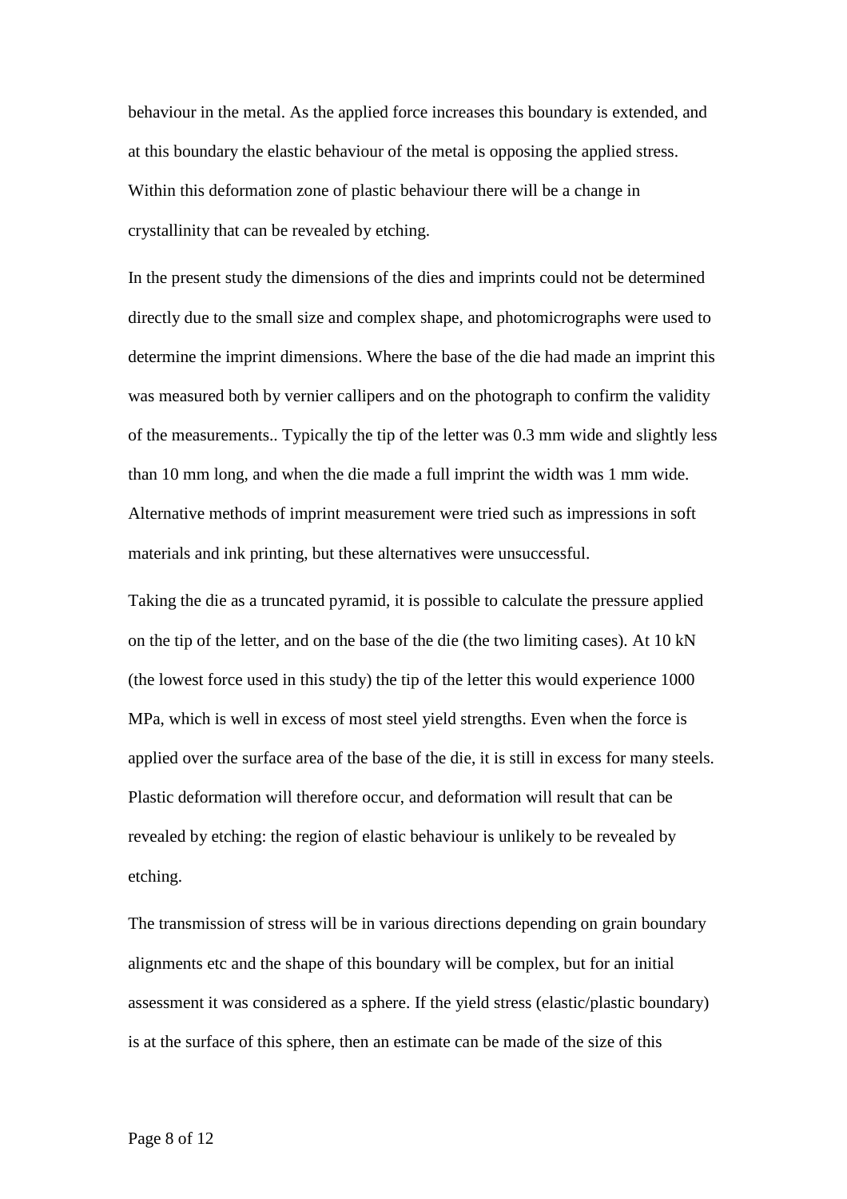behaviour in the metal. As the applied force increases this boundary is extended, and at this boundary the elastic behaviour of the metal is opposing the applied stress. Within this deformation zone of plastic behaviour there will be a change in crystallinity that can be revealed by etching.

In the present study the dimensions of the dies and imprints could not be determined directly due to the small size and complex shape, and photomicrographs were used to determine the imprint dimensions. Where the base of the die had made an imprint this was measured both by vernier callipers and on the photograph to confirm the validity of the measurements.. Typically the tip of the letter was 0.3 mm wide and slightly less than 10 mm long, and when the die made a full imprint the width was 1 mm wide. Alternative methods of imprint measurement were tried such as impressions in soft materials and ink printing, but these alternatives were unsuccessful.

Taking the die as a truncated pyramid, it is possible to calculate the pressure applied on the tip of the letter, and on the base of the die (the two limiting cases). At 10 kN (the lowest force used in this study) the tip of the letter this would experience 1000 MPa, which is well in excess of most steel yield strengths. Even when the force is applied over the surface area of the base of the die, it is still in excess for many steels. Plastic deformation will therefore occur, and deformation will result that can be revealed by etching: the region of elastic behaviour is unlikely to be revealed by etching.

The transmission of stress will be in various directions depending on grain boundary alignments etc and the shape of this boundary will be complex, but for an initial assessment it was considered as a sphere. If the yield stress (elastic/plastic boundary) is at the surface of this sphere, then an estimate can be made of the size of this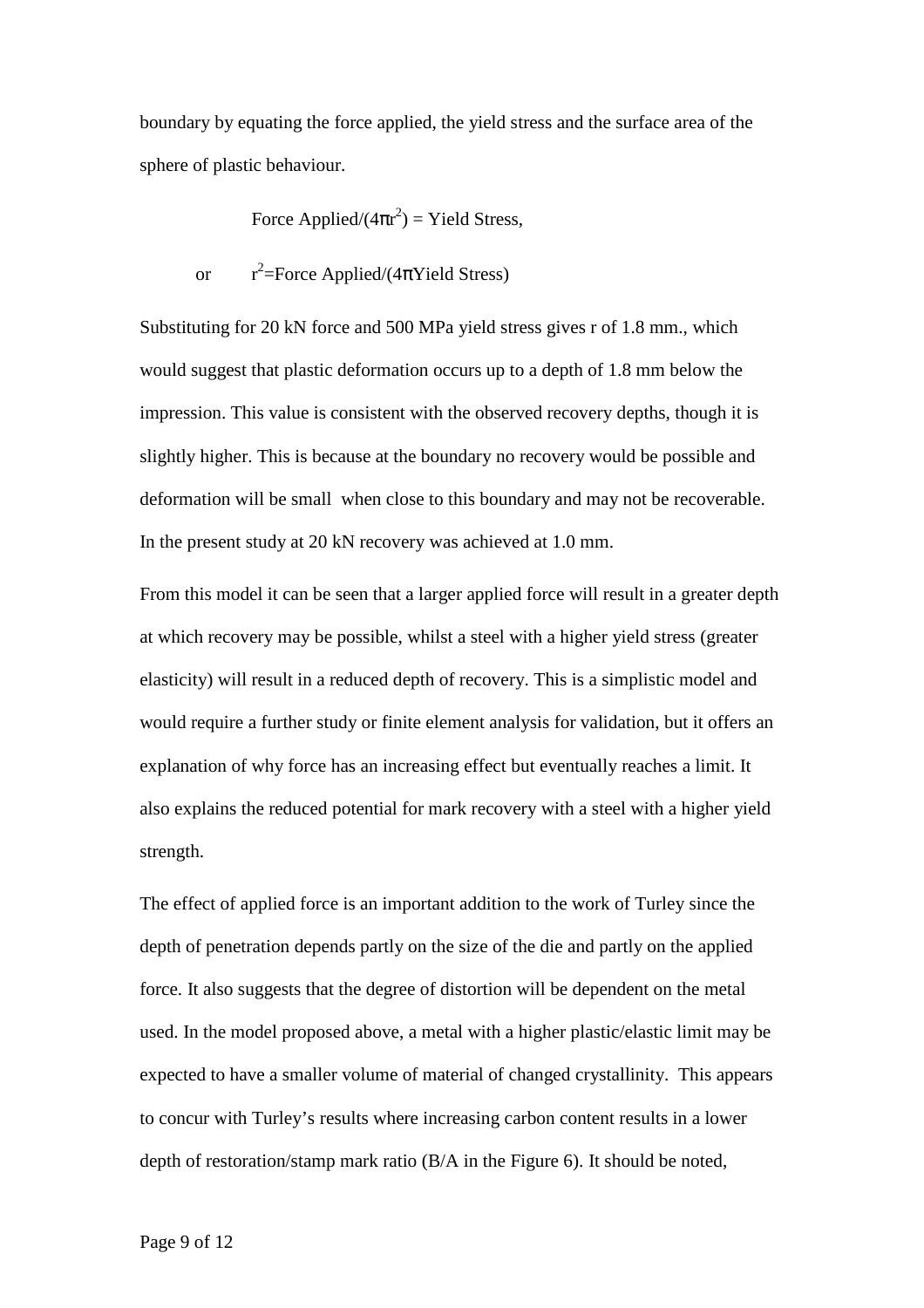boundary by equating the force applied, the yield stress and the surface area of the sphere of plastic behaviour.

$$\text{Force Applied}/(4\pi r^2) = \text{Yield Stress},$$

or $$r^2 = \text{Force Applied}/(4\pi \text{Yield Stress})$$

Substituting for 20 kN force and 500 MPa yield stress gives r of 1.8 mm., which would suggest that plastic deformation occurs up to a depth of 1.8 mm below the impression. This value is consistent with the observed recovery depths, though it is slightly higher. This is because at the boundary no recovery would be possible and deformation will be small when close to this boundary and may not be recoverable. In the present study at 20 kN recovery was achieved at 1.0 mm.

From this model it can be seen that a larger applied force will result in a greater depth at which recovery may be possible, whilst a steel with a higher yield stress (greater elasticity) will result in a reduced depth of recovery. This is a simplistic model and would require a further study or finite element analysis for validation, but it offers an explanation of why force has an increasing effect but eventually reaches a limit. It also explains the reduced potential for mark recovery with a steel with a higher yield strength.

The effect of applied force is an important addition to the work of Turley since the depth of penetration depends partly on the size of the die and partly on the applied force. It also suggests that the degree of distortion will be dependent on the metal used. In the model proposed above, a metal with a higher plastic/elastic limit may be expected to have a smaller volume of material of changed crystallinity. This appears to concur with Turley's results where increasing carbon content results in a lower depth of restoration/stamp mark ratio (B/A in the Figure 6). It should be noted,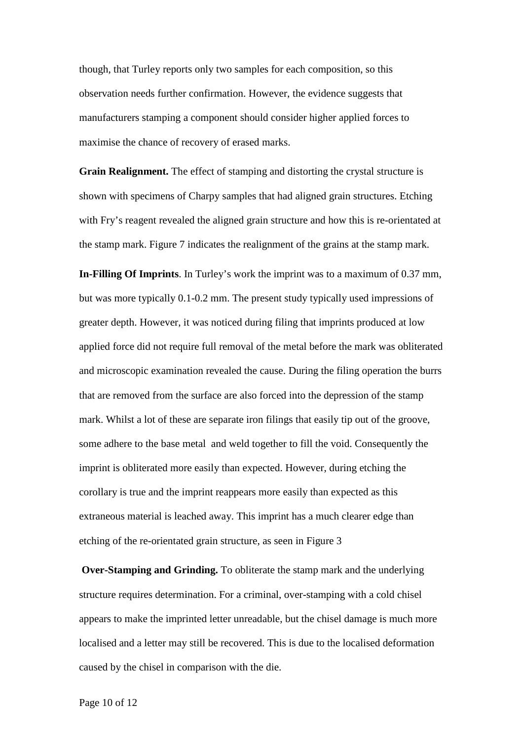though, that Turley reports only two samples for each composition, so this observation needs further confirmation. However, the evidence suggests that manufacturers stamping a component should consider higher applied forces to maximise the chance of recovery of erased marks.

**Grain Realignment.** The effect of stamping and distorting the crystal structure is shown with specimens of Charpy samples that had aligned grain structures. Etching with Fry's reagent revealed the aligned grain structure and how this is re-orientated at the stamp mark. Figure 7 indicates the realignment of the grains at the stamp mark.

**In-Filling Of Imprints**. In Turley's work the imprint was to a maximum of 0.37 mm, but was more typically 0.1-0.2 mm. The present study typically used impressions of greater depth. However, it was noticed during filing that imprints produced at low applied force did not require full removal of the metal before the mark was obliterated and microscopic examination revealed the cause. During the filing operation the burrs that are removed from the surface are also forced into the depression of the stamp mark. Whilst a lot of these are separate iron filings that easily tip out of the groove, some adhere to the base metal and weld together to fill the void. Consequently the imprint is obliterated more easily than expected. However, during etching the corollary is true and the imprint reappears more easily than expected as this extraneous material is leached away. This imprint has a much clearer edge than etching of the re-orientated grain structure, as seen in Figure 3

**Over-Stamping and Grinding.** To obliterate the stamp mark and the underlying structure requires determination. For a criminal, over-stamping with a cold chisel appears to make the imprinted letter unreadable, but the chisel damage is much more localised and a letter may still be recovered. This is due to the localised deformation caused by the chisel in comparison with the die.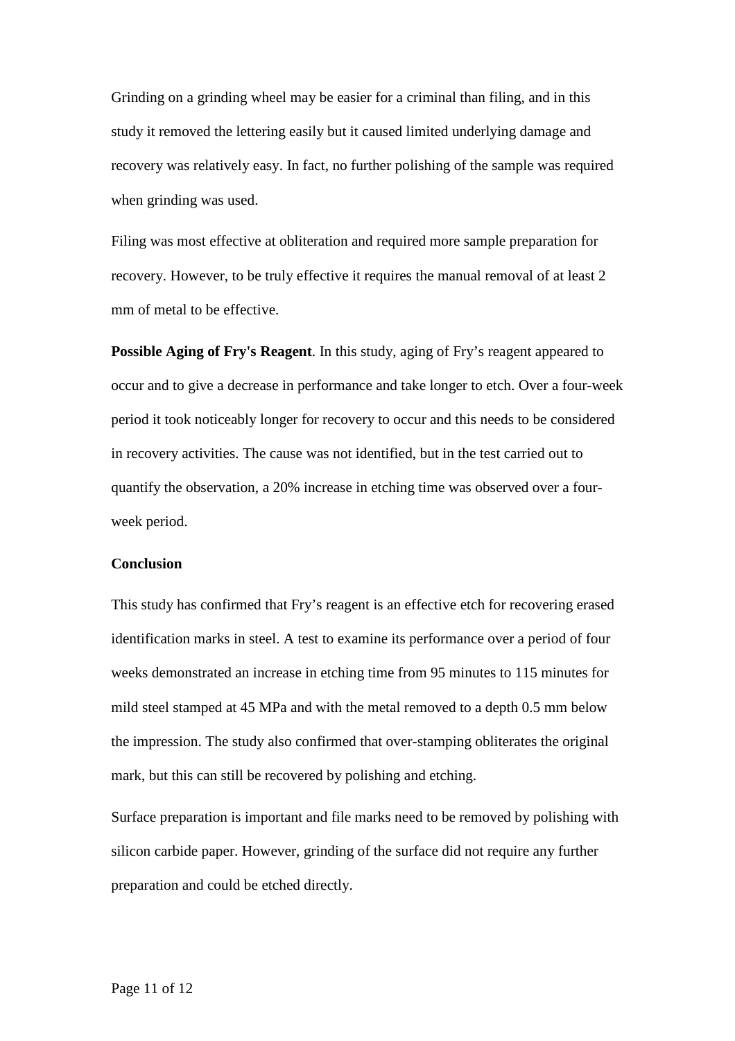Grinding on a grinding wheel may be easier for a criminal than filing, and in this study it removed the lettering easily but it caused limited underlying damage and recovery was relatively easy. In fact, no further polishing of the sample was required when grinding was used.

Filing was most effective at obliteration and required more sample preparation for recovery. However, to be truly effective it requires the manual removal of at least 2 mm of metal to be effective.

**Possible Aging of Fry's Reagent**. In this study, aging of Fry's reagent appeared to occur and to give a decrease in performance and take longer to etch. Over a four-week period it took noticeably longer for recovery to occur and this needs to be considered in recovery activities. The cause was not identified, but in the test carried out to quantify the observation, a 20% increase in etching time was observed over a four-week period.

**Conclusion**

This study has confirmed that Fry's reagent is an effective etch for recovering erased identification marks in steel. A test to examine its performance over a period of four weeks demonstrated an increase in etching time from 95 minutes to 115 minutes for mild steel stamped at 45 MPa and with the metal removed to a depth 0.5 mm below the impression. The study also confirmed that over-stamping obliterates the original mark, but this can still be recovered by polishing and etching.

Surface preparation is important and file marks need to be removed by polishing with silicon carbide paper. However, grinding of the surface did not require any further preparation and could be etched directly.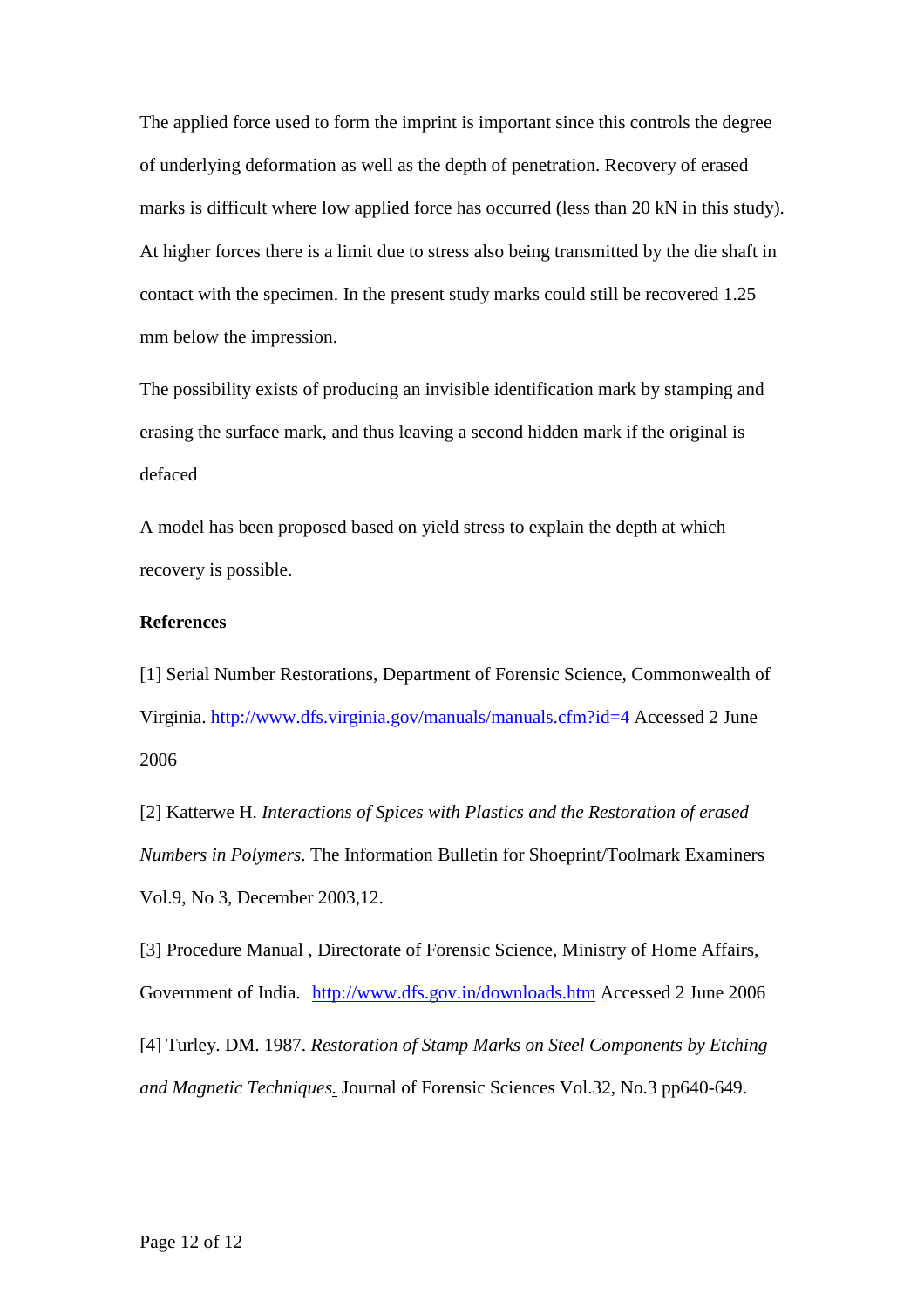The applied force used to form the imprint is important since this controls the degree of underlying deformation as well as the depth of penetration. Recovery of erased marks is difficult where low applied force has occurred (less than 20 kN in this study). At higher forces there is a limit due to stress also being transmitted by the die shaft in contact with the specimen. In the present study marks could still be recovered 1.25 mm below the impression.

The possibility exists of producing an invisible identification mark by stamping and erasing the surface mark, and thus leaving a second hidden mark if the original is defaced

A model has been proposed based on yield stress to explain the depth at which recovery is possible.

**References**

[1] Serial Number Restorations, Department of Forensic Science, Commonwealth of Virginia. http://www.dfs.virginia.gov/manuals/manuals.cfm?id=4 Accessed 2 June 2006

[2] Katterwe H. *Interactions of Spices with Plastics and the Restoration of erased Numbers in Polymers*. The Information Bulletin for Shoeprint/Toolmark Examiners Vol.9, No 3, December 2003,12.

[3] Procedure Manual , Directorate of Forensic Science, Ministry of Home Affairs, Government of India. http://www.dfs.gov.in/downloads.htm Accessed 2 June 2006

[4] Turley. DM. 1987. *Restoration of Stamp Marks on Steel Components by Etching and Magnetic Techniques.* Journal of Forensic Sciences Vol.32, No.3 pp640-649.